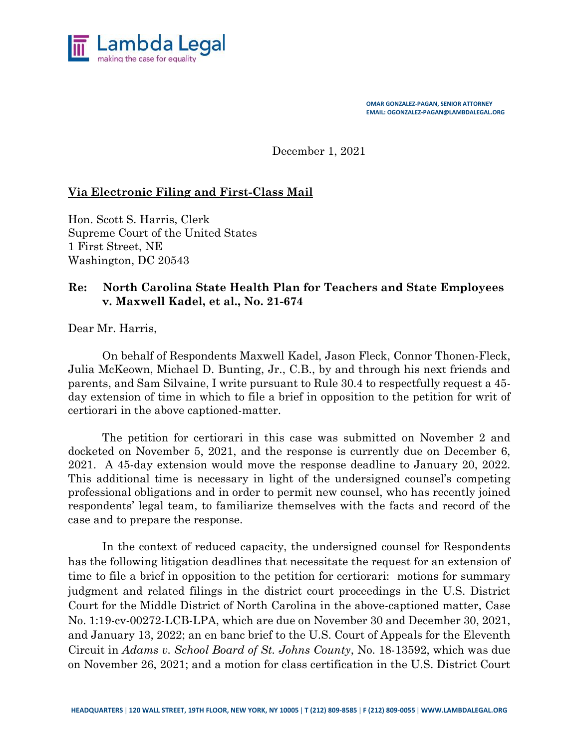Lambda Legal
making the case for equality

OMAR GONZALEZ-PAGAN, SENIOR ATTORNEY
EMAIL: OGONZALEZ-PAGAN@LAMBDALEGAL.ORG

December 1, 2021

**<u>Via Electronic Filing and First-Class Mail</u>**

Hon. Scott S. Harris, Clerk
Supreme Court of the United States
1 First Street, NE
Washington, DC 20543

**Re: North Carolina State Health Plan for Teachers and State Employees v. Maxwell Kadel, et al., No. 21-674**

Dear Mr. Harris,

On behalf of Respondents Maxwell Kadel, Jason Fleck, Connor Thonen-Fleck, Julia McKeown, Michael D. Bunting, Jr., C.B., by and through his next friends and parents, and Sam Silvaine, I write pursuant to Rule 30.4 to respectfully request a 45-day extension of time in which to file a brief in opposition to the petition for writ of certiorari in the above captioned-matter.

The petition for certiorari in this case was submitted on November 2 and docketed on November 5, 2021, and the response is currently due on December 6, 2021. A 45-day extension would move the response deadline to January 20, 2022. This additional time is necessary in light of the undersigned counsel's competing professional obligations and in order to permit new counsel, who has recently joined respondents' legal team, to familiarize themselves with the facts and record of the case and to prepare the response.

In the context of reduced capacity, the undersigned counsel for Respondents has the following litigation deadlines that necessitate the request for an extension of time to file a brief in opposition to the petition for certiorari: motions for summary judgment and related filings in the district court proceedings in the U.S. District Court for the Middle District of North Carolina in the above-captioned matter, Case No. 1:19-cv-00272-LCB-LPA, which are due on November 30 and December 30, 2021, and January 13, 2022; an en banc brief to the U.S. Court of Appeals for the Eleventh Circuit in *Adams v. School Board of St. Johns County*, No. 18-13592, which was due on November 26, 2021; and a motion for class certification in the U.S. District Court

HEADQUARTERS | 120 WALL STREET, 19TH FLOOR, NEW YORK, NY 10005 | T (212) 809-8585 | F (212) 809-0055 | WWW.LAMBDALEGAL.ORG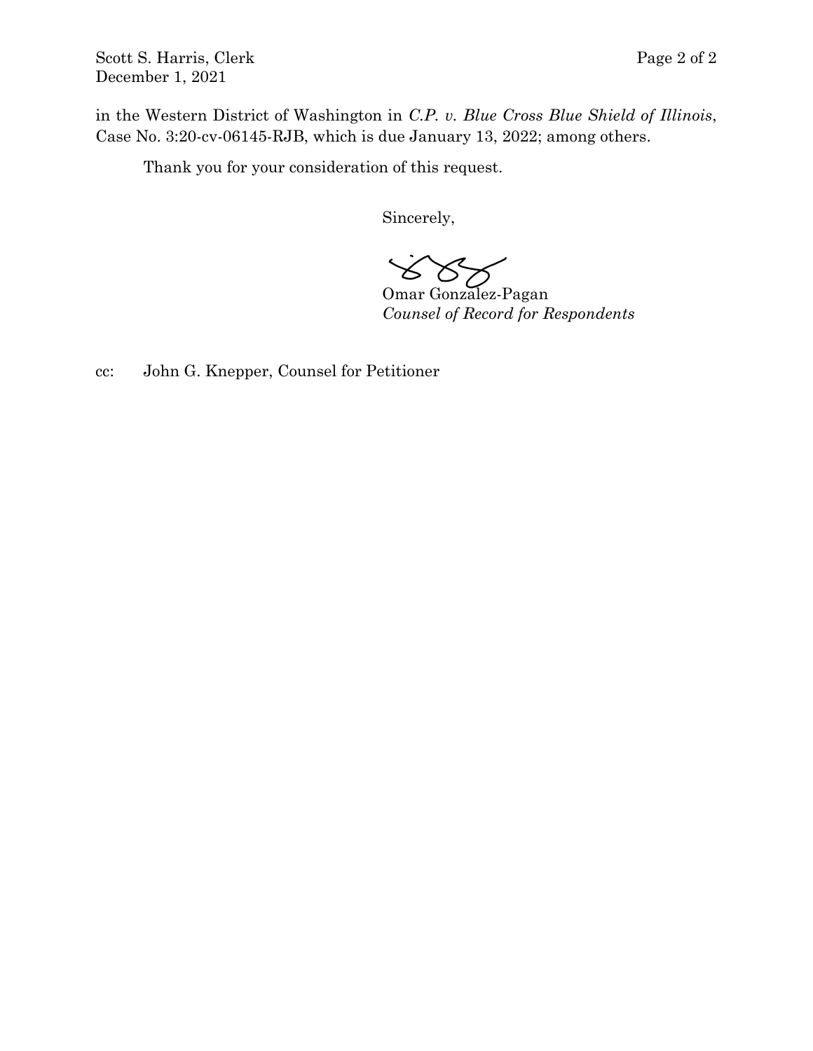in the Western District of Washington in *C.P. v. Blue Cross Blue Shield of Illinois*, Case No. 3:20-cv-06145-RJB, which is due January 13, 2022; among others.

Thank you for your consideration of this request.

Sincerely,

Omar Gonzalez-Pagan
*Counsel of Record for Respondents*

cc: John G. Knepper, Counsel for Petitioner